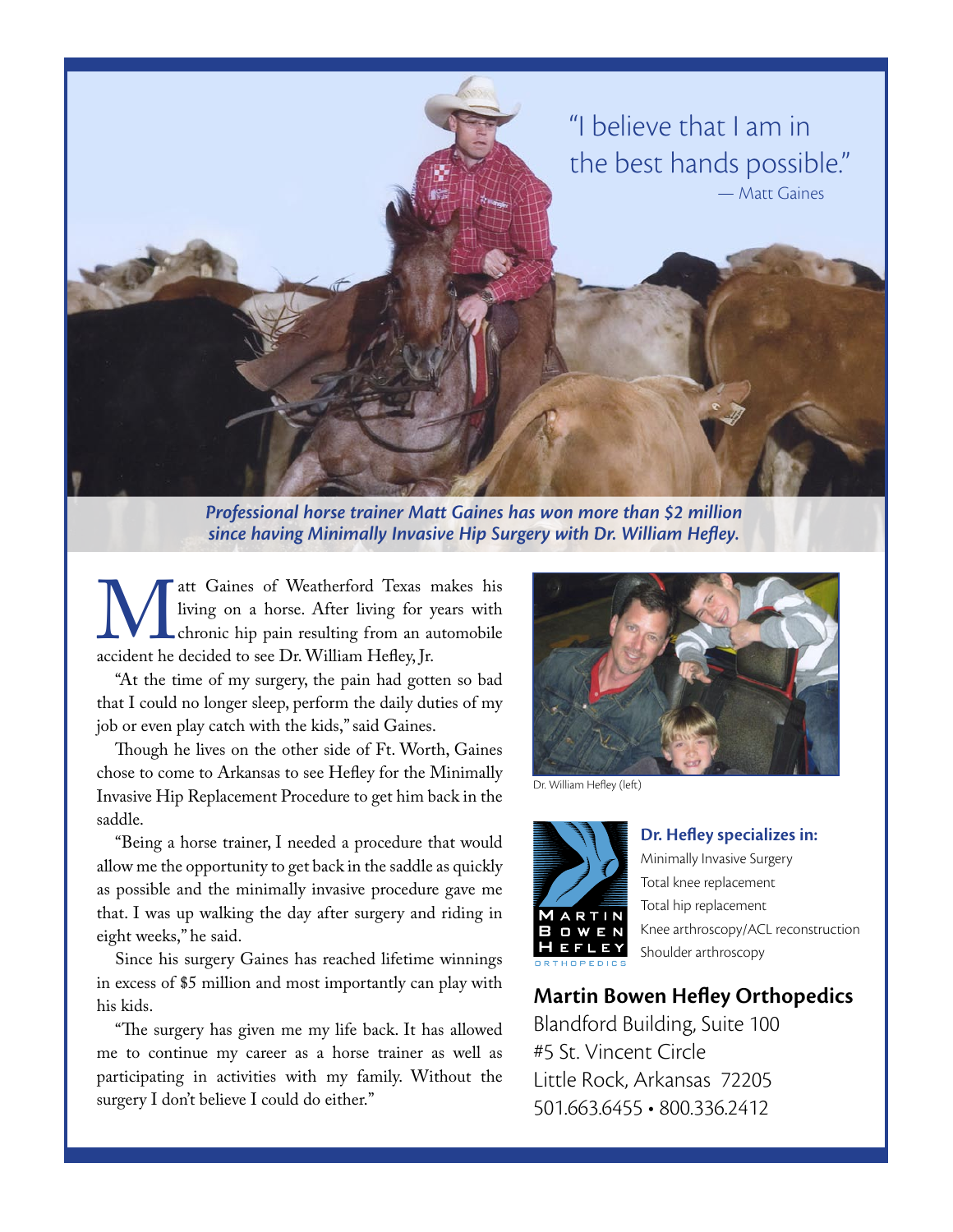"I believe that I am in the best hands possible."
— Matt Gaines

***Professional horse trainer Matt Gaines has won more than $2 million since having Minimally Invasive Hip Surgery with Dr. William Hefley.***

Matt Gaines of Weatherford Texas makes his living on a horse. After living for years with chronic hip pain resulting from an automobile accident he decided to see Dr. William Hefley, Jr.

"At the time of my surgery, the pain had gotten so bad that I could no longer sleep, perform the daily duties of my job or even play catch with the kids," said Gaines.

Though he lives on the other side of Ft. Worth, Gaines chose to come to Arkansas to see Hefley for the Minimally Invasive Hip Replacement Procedure to get him back in the saddle.

"Being a horse trainer, I needed a procedure that would allow me the opportunity to get back in the saddle as quickly as possible and the minimally invasive procedure gave me that. I was up walking the day after surgery and riding in eight weeks," he said.

Since his surgery Gaines has reached lifetime winnings in excess of $5 million and most importantly can play with his kids.

"The surgery has given me my life back. It has allowed me to continue my career as a horse trainer as well as participating in activities with my family. Without the surgery I don't believe I could do either."

Dr. William Hefley (left)

Martin Bowen Hefley Orthopedics

**Dr. Hefley specializes in:**

- Minimally Invasive Surgery
- Total knee replacement
- Total hip replacement
- Knee arthroscopy/ACL reconstruction
- Shoulder arthroscopy

## Martin Bowen Hefley Orthopedics

Blandford Building, Suite 100
#5 St. Vincent Circle
Little Rock, Arkansas 72205
501.663.6455 • 800.336.2412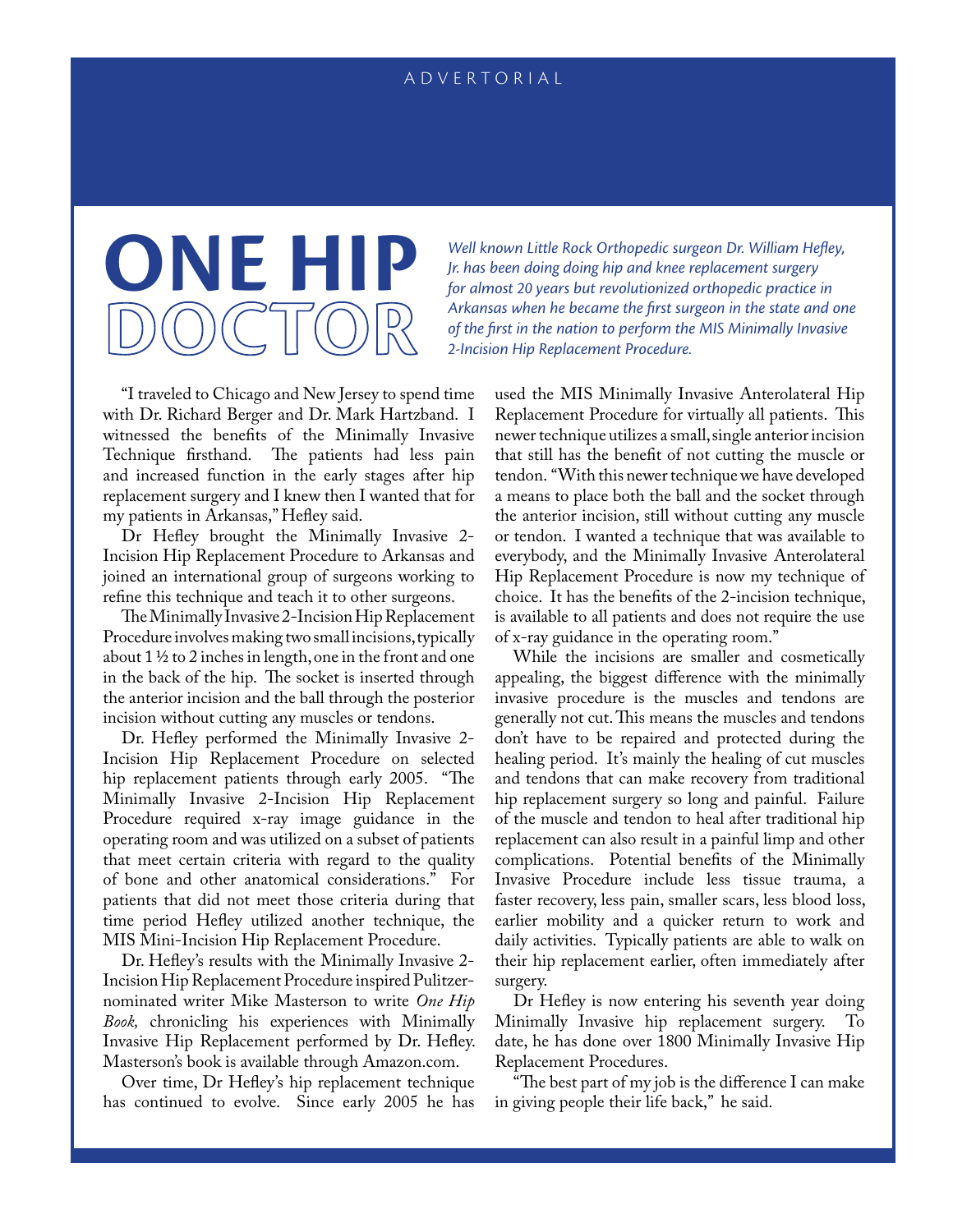ADVERTORIAL

# ONE HIP DOCTOR

*Well known Little Rock Orthopedic surgeon Dr. William Hefley, Jr. has been doing doing hip and knee replacement surgery for almost 20 years but revolutionized orthopedic practice in Arkansas when he became the first surgeon in the state and one of the first in the nation to perform the MIS Minimally Invasive 2-Incision Hip Replacement Procedure.*

"I traveled to Chicago and New Jersey to spend time with Dr. Richard Berger and Dr. Mark Hartzband. I witnessed the benefits of the Minimally Invasive Technique firsthand. The patients had less pain and increased function in the early stages after hip replacement surgery and I knew then I wanted that for my patients in Arkansas," Hefley said.

Dr Hefley brought the Minimally Invasive 2-Incision Hip Replacement Procedure to Arkansas and joined an international group of surgeons working to refine this technique and teach it to other surgeons.

The Minimally Invasive 2-Incision Hip Replacement Procedure involves making two small incisions, typically about 1 ½ to 2 inches in length, one in the front and one in the back of the hip. The socket is inserted through the anterior incision and the ball through the posterior incision without cutting any muscles or tendons.

Dr. Hefley performed the Minimally Invasive 2-Incision Hip Replacement Procedure on selected hip replacement patients through early 2005. "The Minimally Invasive 2-Incision Hip Replacement Procedure required x-ray image guidance in the operating room and was utilized on a subset of patients that meet certain criteria with regard to the quality of bone and other anatomical considerations." For patients that did not meet those criteria during that time period Hefley utilized another technique, the MIS Mini-Incision Hip Replacement Procedure.

Dr. Hefley's results with the Minimally Invasive 2-Incision Hip Replacement Procedure inspired Pulitzer-nominated writer Mike Masterson to write *One Hip Book,* chronicling his experiences with Minimally Invasive Hip Replacement performed by Dr. Hefley. Masterson's book is available through Amazon.com.

Over time, Dr Hefley's hip replacement technique has continued to evolve. Since early 2005 he has used the MIS Minimally Invasive Anterolateral Hip Replacement Procedure for virtually all patients. This newer technique utilizes a small, single anterior incision that still has the benefit of not cutting the muscle or tendon. "With this newer technique we have developed a means to place both the ball and the socket through the anterior incision, still without cutting any muscle or tendon. I wanted a technique that was available to everybody, and the Minimally Invasive Anterolateral Hip Replacement Procedure is now my technique of choice. It has the benefits of the 2-incision technique, is available to all patients and does not require the use of x-ray guidance in the operating room."

While the incisions are smaller and cosmetically appealing, the biggest difference with the minimally invasive procedure is the muscles and tendons are generally not cut. This means the muscles and tendons don't have to be repaired and protected during the healing period. It's mainly the healing of cut muscles and tendons that can make recovery from traditional hip replacement surgery so long and painful. Failure of the muscle and tendon to heal after traditional hip replacement can also result in a painful limp and other complications. Potential benefits of the Minimally Invasive Procedure include less tissue trauma, a faster recovery, less pain, smaller scars, less blood loss, earlier mobility and a quicker return to work and daily activities. Typically patients are able to walk on their hip replacement earlier, often immediately after surgery.

Dr Hefley is now entering his seventh year doing Minimally Invasive hip replacement surgery. To date, he has done over 1800 Minimally Invasive Hip Replacement Procedures.

"The best part of my job is the difference I can make in giving people their life back," he said.